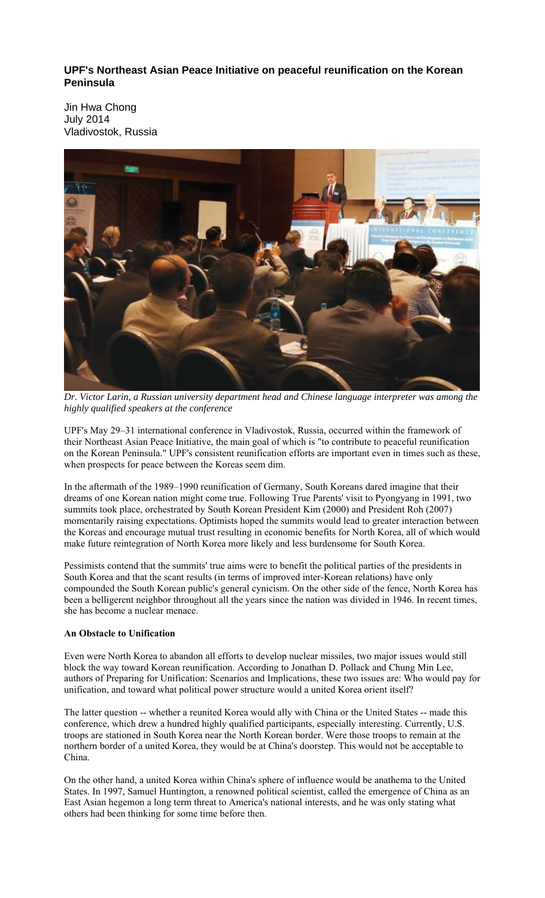# UPF's Northeast Asian Peace Initiative on peaceful reunification on the Korean Peninsula

Jin Hwa Chong
July 2014
Vladivostok, Russia

*Dr. Victor Larin, a Russian university department head and Chinese language interpreter was among the highly qualified speakers at the conference*

UPF's May 29–31 international conference in Vladivostok, Russia, occurred within the framework of their Northeast Asian Peace Initiative, the main goal of which is "to contribute to peaceful reunification on the Korean Peninsula." UPF's consistent reunification efforts are important even in times such as these, when prospects for peace between the Koreas seem dim.

In the aftermath of the 1989–1990 reunification of Germany, South Koreans dared imagine that their dreams of one Korean nation might come true. Following True Parents' visit to Pyongyang in 1991, two summits took place, orchestrated by South Korean President Kim (2000) and President Roh (2007) momentarily raising expectations. Optimists hoped the summits would lead to greater interaction between the Koreas and encourage mutual trust resulting in economic benefits for North Korea, all of which would make future reintegration of North Korea more likely and less burdensome for South Korea.

Pessimists contend that the summits' true aims were to benefit the political parties of the presidents in South Korea and that the scant results (in terms of improved inter-Korean relations) have only compounded the South Korean public's general cynicism. On the other side of the fence, North Korea has been a belligerent neighbor throughout all the years since the nation was divided in 1946. In recent times, she has become a nuclear menace.

**An Obstacle to Unification**

Even were North Korea to abandon all efforts to develop nuclear missiles, two major issues would still block the way toward Korean reunification. According to Jonathan D. Pollack and Chung Min Lee, authors of Preparing for Unification: Scenarios and Implications, these two issues are: Who would pay for unification, and toward what political power structure would a united Korea orient itself?

The latter question -- whether a reunited Korea would ally with China or the United States -- made this conference, which drew a hundred highly qualified participants, especially interesting. Currently, U.S. troops are stationed in South Korea near the North Korean border. Were those troops to remain at the northern border of a united Korea, they would be at China's doorstep. This would not be acceptable to China.

On the other hand, a united Korea within China's sphere of influence would be anathema to the United States. In 1997, Samuel Huntington, a renowned political scientist, called the emergence of China as an East Asian hegemon a long term threat to America's national interests, and he was only stating what others had been thinking for some time before then.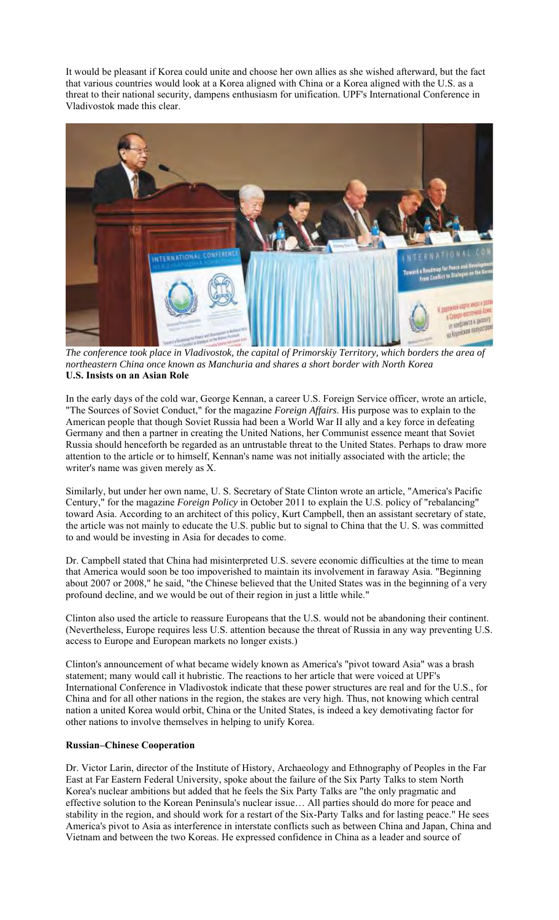It would be pleasant if Korea could unite and choose her own allies as she wished afterward, but the fact that various countries would look at a Korea aligned with China or a Korea aligned with the U.S. as a threat to their national security, dampens enthusiasm for unification. UPF's International Conference in Vladivostok made this clear.

*The conference took place in Vladivostok, the capital of Primorskiy Territory, which borders the area of northeastern China once known as Manchuria and shares a short border with North Korea*

**U.S. Insists on an Asian Role**

In the early days of the cold war, George Kennan, a career U.S. Foreign Service officer, wrote an article, "The Sources of Soviet Conduct," for the magazine *Foreign Affairs*. His purpose was to explain to the American people that though Soviet Russia had been a World War II ally and a key force in defeating Germany and then a partner in creating the United Nations, her Communist essence meant that Soviet Russia should henceforth be regarded as an untrustable threat to the United States. Perhaps to draw more attention to the article or to himself, Kennan's name was not initially associated with the article; the writer's name was given merely as X.

Similarly, but under her own name, U. S. Secretary of State Clinton wrote an article, "America's Pacific Century," for the magazine *Foreign Policy* in October 2011 to explain the U.S. policy of "rebalancing" toward Asia. According to an architect of this policy, Kurt Campbell, then an assistant secretary of state, the article was not mainly to educate the U.S. public but to signal to China that the U. S. was committed to and would be investing in Asia for decades to come.

Dr. Campbell stated that China had misinterpreted U.S. severe economic difficulties at the time to mean that America would soon be too impoverished to maintain its involvement in faraway Asia. "Beginning about 2007 or 2008," he said, "the Chinese believed that the United States was in the beginning of a very profound decline, and we would be out of their region in just a little while."

Clinton also used the article to reassure Europeans that the U.S. would not be abandoning their continent. (Nevertheless, Europe requires less U.S. attention because the threat of Russia in any way preventing U.S. access to Europe and European markets no longer exists.)

Clinton's announcement of what became widely known as America's "pivot toward Asia" was a brash statement; many would call it hubristic. The reactions to her article that were voiced at UPF's International Conference in Vladivostok indicate that these power structures are real and for the U.S., for China and for all other nations in the region, the stakes are very high. Thus, not knowing which central nation a united Korea would orbit, China or the United States, is indeed a key demotivating factor for other nations to involve themselves in helping to unify Korea.

**Russian–Chinese Cooperation**

Dr. Victor Larin, director of the Institute of History, Archaeology and Ethnography of Peoples in the Far East at Far Eastern Federal University, spoke about the failure of the Six Party Talks to stem North Korea's nuclear ambitions but added that he feels the Six Party Talks are "the only pragmatic and effective solution to the Korean Peninsula's nuclear issue… All parties should do more for peace and stability in the region, and should work for a restart of the Six-Party Talks and for lasting peace." He sees America's pivot to Asia as interference in interstate conflicts such as between China and Japan, China and Vietnam and between the two Koreas. He expressed confidence in China as a leader and source of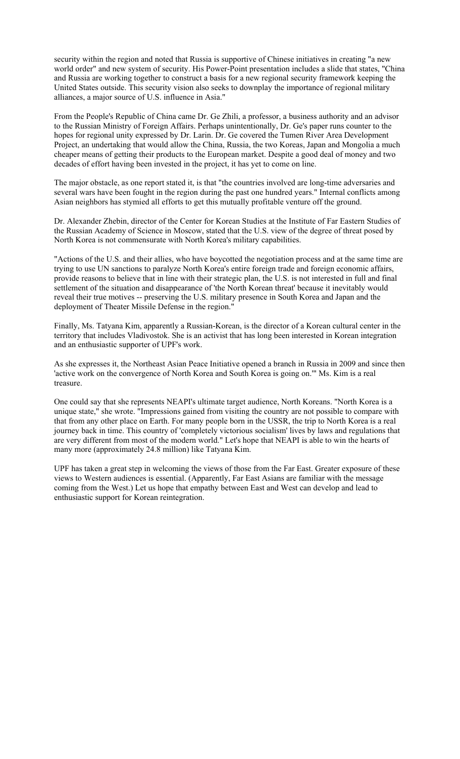security within the region and noted that Russia is supportive of Chinese initiatives in creating "a new world order" and new system of security. His Power-Point presentation includes a slide that states, "China and Russia are working together to construct a basis for a new regional security framework keeping the United States outside. This security vision also seeks to downplay the importance of regional military alliances, a major source of U.S. influence in Asia."

From the People's Republic of China came Dr. Ge Zhili, a professor, a business authority and an advisor to the Russian Ministry of Foreign Affairs. Perhaps unintentionally, Dr. Ge's paper runs counter to the hopes for regional unity expressed by Dr. Larin. Dr. Ge covered the Tumen River Area Development Project, an undertaking that would allow the China, Russia, the two Koreas, Japan and Mongolia a much cheaper means of getting their products to the European market. Despite a good deal of money and two decades of effort having been invested in the project, it has yet to come on line.

The major obstacle, as one report stated it, is that "the countries involved are long-time adversaries and several wars have been fought in the region during the past one hundred years." Internal conflicts among Asian neighbors has stymied all efforts to get this mutually profitable venture off the ground.

Dr. Alexander Zhebin, director of the Center for Korean Studies at the Institute of Far Eastern Studies of the Russian Academy of Science in Moscow, stated that the U.S. view of the degree of threat posed by North Korea is not commensurate with North Korea's military capabilities.

"Actions of the U.S. and their allies, who have boycotted the negotiation process and at the same time are trying to use UN sanctions to paralyze North Korea's entire foreign trade and foreign economic affairs, provide reasons to believe that in line with their strategic plan, the U.S. is not interested in full and final settlement of the situation and disappearance of 'the North Korean threat' because it inevitably would reveal their true motives -- preserving the U.S. military presence in South Korea and Japan and the deployment of Theater Missile Defense in the region."

Finally, Ms. Tatyana Kim, apparently a Russian-Korean, is the director of a Korean cultural center in the territory that includes Vladivostok. She is an activist that has long been interested in Korean integration and an enthusiastic supporter of UPF's work.

As she expresses it, the Northeast Asian Peace Initiative opened a branch in Russia in 2009 and since then 'active work on the convergence of North Korea and South Korea is going on.'" Ms. Kim is a real treasure.

One could say that she represents NEAPI's ultimate target audience, North Koreans. "North Korea is a unique state," she wrote. "Impressions gained from visiting the country are not possible to compare with that from any other place on Earth. For many people born in the USSR, the trip to North Korea is a real journey back in time. This country of 'completely victorious socialism' lives by laws and regulations that are very different from most of the modern world." Let's hope that NEAPI is able to win the hearts of many more (approximately 24.8 million) like Tatyana Kim.

UPF has taken a great step in welcoming the views of those from the Far East. Greater exposure of these views to Western audiences is essential. (Apparently, Far East Asians are familiar with the message coming from the West.) Let us hope that empathy between East and West can develop and lead to enthusiastic support for Korean reintegration.